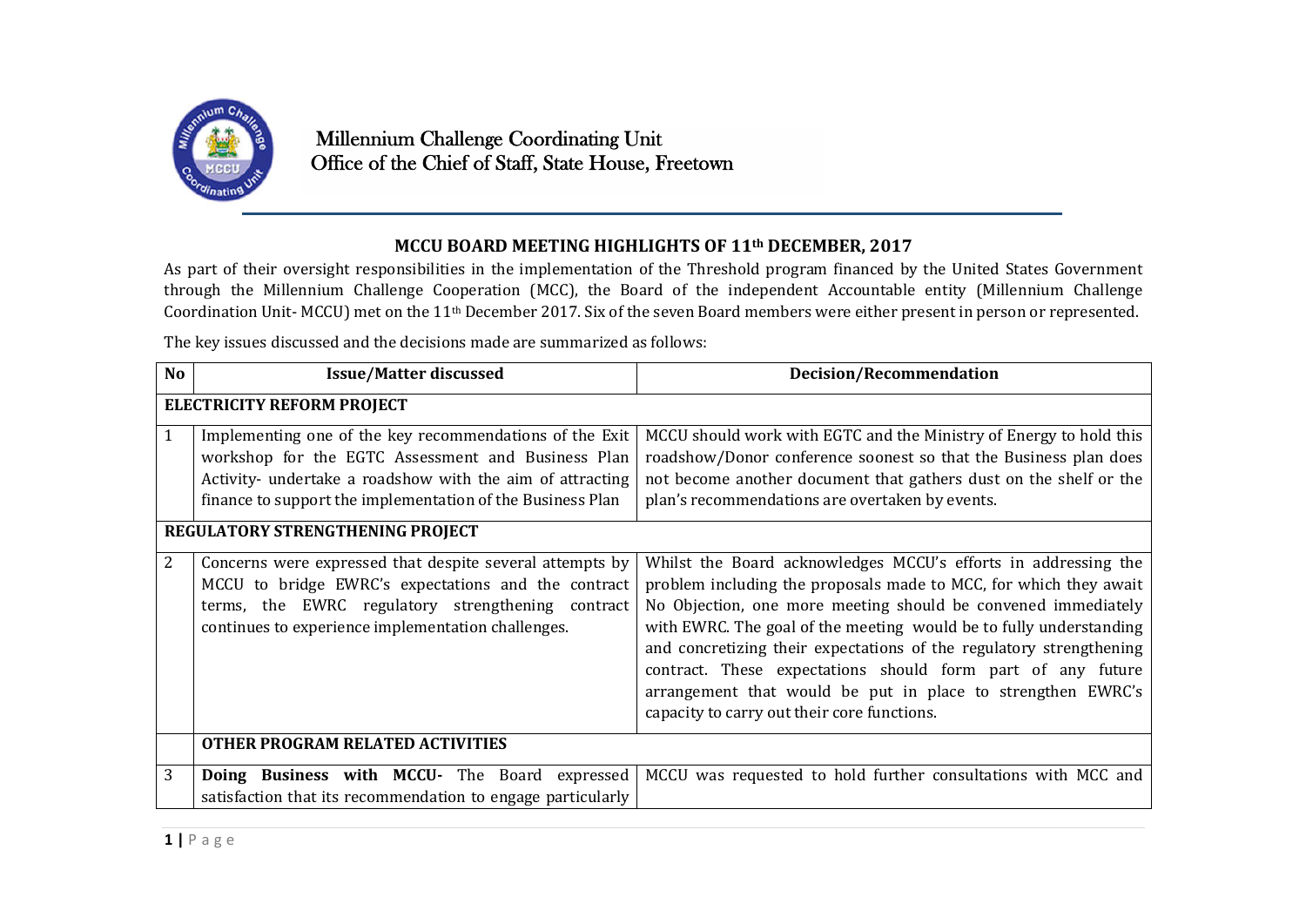Millennium Challenge Coordinating Unit
Office of the Chief of Staff, State House, Freetown

## MCCU BOARD MEETING HIGHLIGHTS OF 11th DECEMBER, 2017

As part of their oversight responsibilities in the implementation of the Threshold program financed by the United States Government through the Millennium Challenge Cooperation (MCC), the Board of the independent Accountable entity (Millennium Challenge Coordination Unit- MCCU) met on the 11th December 2017. Six of the seven Board members were either present in person or represented.

The key issues discussed and the decisions made are summarized as follows:

| No | Issue/Matter discussed | Decision/Recommendation |
|---|---|---|
| **ELECTRICITY REFORM PROJECT** | | |
| 1 | Implementing one of the key recommendations of the Exit workshop for the EGTC Assessment and Business Plan Activity- undertake a roadshow with the aim of attracting finance to support the implementation of the Business Plan | MCCU should work with EGTC and the Ministry of Energy to hold this roadshow/Donor conference soonest so that the Business plan does not become another document that gathers dust on the shelf or the plan's recommendations are overtaken by events. |
| **REGULATORY STRENGTHENING PROJECT** | | |
| 2 | Concerns were expressed that despite several attempts by MCCU to bridge EWRC's expectations and the contract terms, the EWRC regulatory strengthening contract continues to experience implementation challenges. | Whilst the Board acknowledges MCCU's efforts in addressing the problem including the proposals made to MCC, for which they await No Objection, one more meeting should be convened immediately with EWRC. The goal of the meeting would be to fully understanding and concretizing their expectations of the regulatory strengthening contract. These expectations should form part of any future arrangement that would be put in place to strengthen EWRC's capacity to carry out their core functions. |
| | **OTHER PROGRAM RELATED ACTIVITIES** | |
| 3 | **Doing Business with MCCU-** The Board expressed satisfaction that its recommendation to engage particularly | MCCU was requested to hold further consultations with MCC and |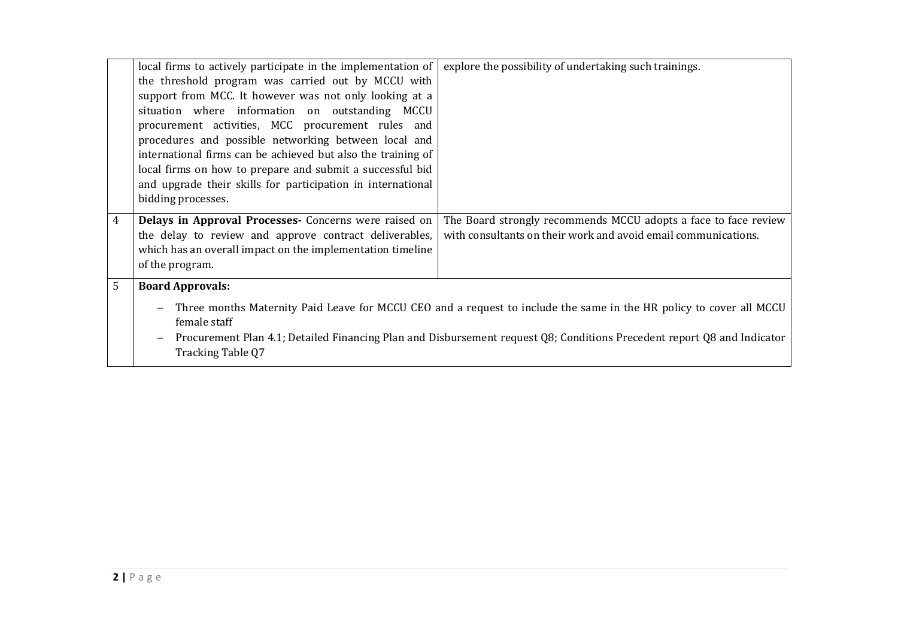| | | |
|---|---|---|
| | local firms to actively participate in the implementation of the threshold program was carried out by MCCU with support from MCC. It however was not only looking at a situation where information on outstanding MCCU procurement activities, MCC procurement rules and procedures and possible networking between local and international firms can be achieved but also the training of local firms on how to prepare and submit a successful bid and upgrade their skills for participation in international bidding processes. | explore the possibility of undertaking such trainings. |
| 4 | **Delays in Approval Processes-** Concerns were raised on the delay to review and approve contract deliverables, which has an overall impact on the implementation timeline of the program. | The Board strongly recommends MCCU adopts a face to face review with consultants on their work and avoid email communications. |
| 5 | **Board Approvals:**<br>– Three months Maternity Paid Leave for MCCU CEO and a request to include the same in the HR policy to cover all MCCU female staff<br>– Procurement Plan 4.1; Detailed Financing Plan and Disbursement request Q8; Conditions Precedent report Q8 and Indicator Tracking Table Q7 | |